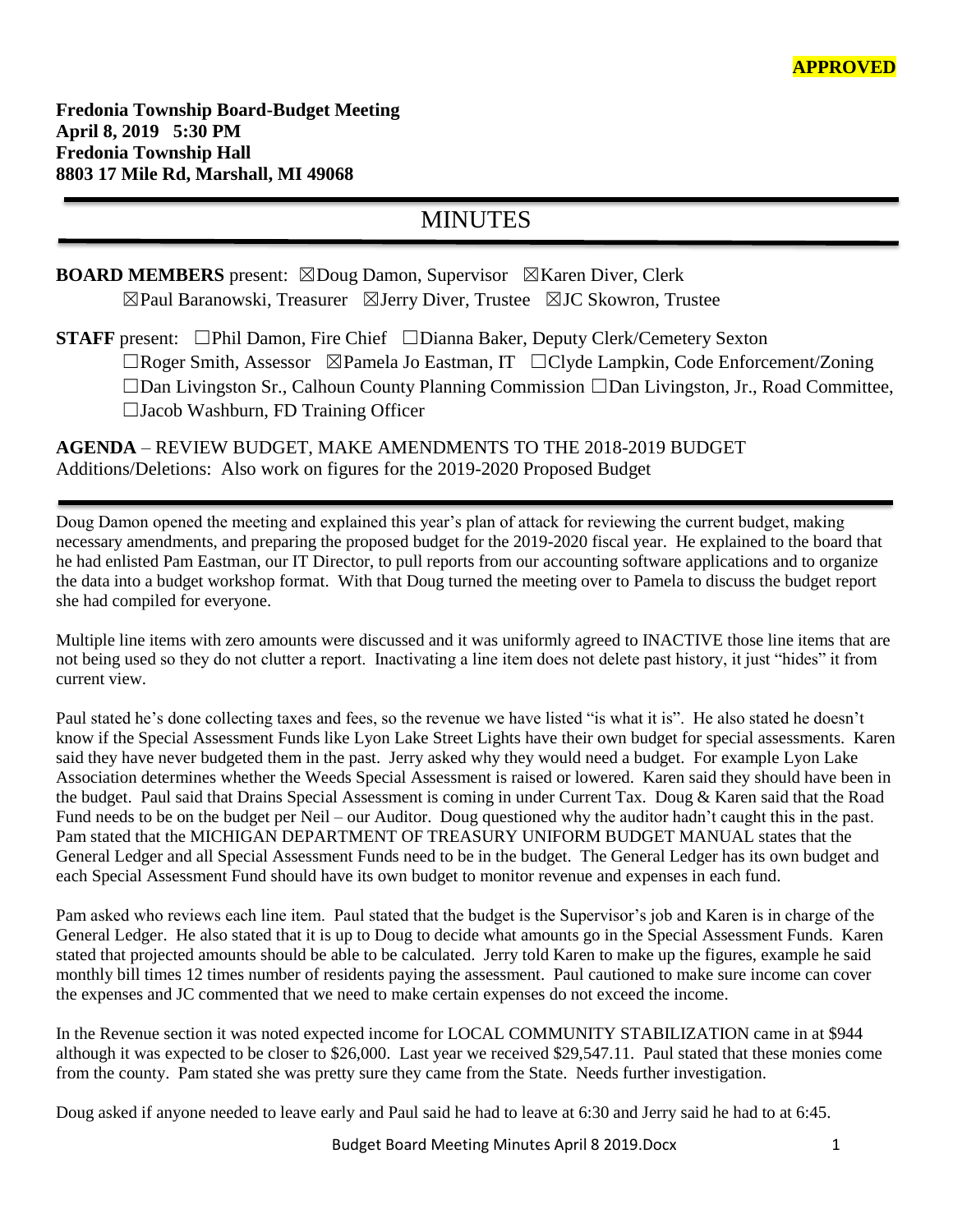**APPROVED**

**Fredonia Township Board-Budget Meeting**
**April 8, 2019 5:30 PM**
**Fredonia Township Hall**
**8803 17 Mile Rd, Marshall, MI 49068**

# MINUTES

**BOARD MEMBERS** present: ☒Doug Damon, Supervisor ☒Karen Diver, Clerk
☒Paul Baranowski, Treasurer ☒Jerry Diver, Trustee ☒JC Skowron, Trustee

**STAFF** present: ☐Phil Damon, Fire Chief ☐Dianna Baker, Deputy Clerk/Cemetery Sexton
☐Roger Smith, Assessor ☒Pamela Jo Eastman, IT ☐Clyde Lampkin, Code Enforcement/Zoning
☐Dan Livingston Sr., Calhoun County Planning Commission ☐Dan Livingston, Jr., Road Committee,
☐Jacob Washburn, FD Training Officer

**AGENDA** – REVIEW BUDGET, MAKE AMENDMENTS TO THE 2018-2019 BUDGET
Additions/Deletions: Also work on figures for the 2019-2020 Proposed Budget

---

Doug Damon opened the meeting and explained this year's plan of attack for reviewing the current budget, making necessary amendments, and preparing the proposed budget for the 2019-2020 fiscal year. He explained to the board that he had enlisted Pam Eastman, our IT Director, to pull reports from our accounting software applications and to organize the data into a budget workshop format. With that Doug turned the meeting over to Pamela to discuss the budget report she had compiled for everyone.

Multiple line items with zero amounts were discussed and it was uniformly agreed to INACTIVE those line items that are not being used so they do not clutter a report. Inactivating a line item does not delete past history, it just "hides" it from current view.

Paul stated he's done collecting taxes and fees, so the revenue we have listed "is what it is". He also stated he doesn't know if the Special Assessment Funds like Lyon Lake Street Lights have their own budget for special assessments. Karen said they have never budgeted them in the past. Jerry asked why they would need a budget. For example Lyon Lake Association determines whether the Weeds Special Assessment is raised or lowered. Karen said they should have been in the budget. Paul said that Drains Special Assessment is coming in under Current Tax. Doug & Karen said that the Road Fund needs to be on the budget per Neil – our Auditor. Doug questioned why the auditor hadn't caught this in the past. Pam stated that the MICHIGAN DEPARTMENT OF TREASURY UNIFORM BUDGET MANUAL states that the General Ledger and all Special Assessment Funds need to be in the budget. The General Ledger has its own budget and each Special Assessment Fund should have its own budget to monitor revenue and expenses in each fund.

Pam asked who reviews each line item. Paul stated that the budget is the Supervisor's job and Karen is in charge of the General Ledger. He also stated that it is up to Doug to decide what amounts go in the Special Assessment Funds. Karen stated that projected amounts should be able to be calculated. Jerry told Karen to make up the figures, example he said monthly bill times 12 times number of residents paying the assessment. Paul cautioned to make sure income can cover the expenses and JC commented that we need to make certain expenses do not exceed the income.

In the Revenue section it was noted expected income for LOCAL COMMUNITY STABILIZATION came in at $944 although it was expected to be closer to $26,000. Last year we received $29,547.11. Paul stated that these monies come from the county. Pam stated she was pretty sure they came from the State. Needs further investigation.

Doug asked if anyone needed to leave early and Paul said he had to leave at 6:30 and Jerry said he had to at 6:45.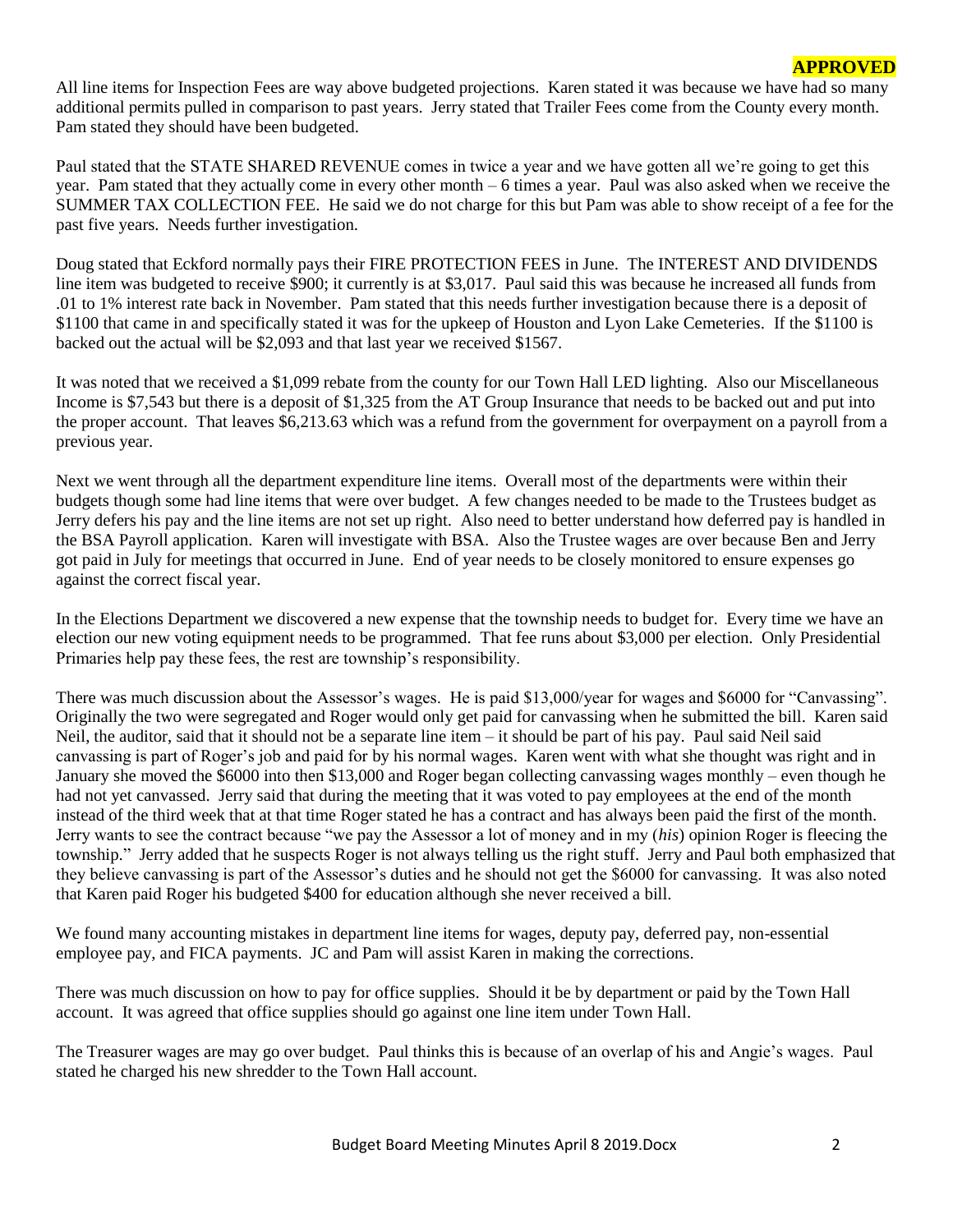**APPROVED**

All line items for Inspection Fees are way above budgeted projections. Karen stated it was because we have had so many additional permits pulled in comparison to past years. Jerry stated that Trailer Fees come from the County every month. Pam stated they should have been budgeted.

Paul stated that the STATE SHARED REVENUE comes in twice a year and we have gotten all we're going to get this year. Pam stated that they actually come in every other month – 6 times a year. Paul was also asked when we receive the SUMMER TAX COLLECTION FEE. He said we do not charge for this but Pam was able to show receipt of a fee for the past five years. Needs further investigation.

Doug stated that Eckford normally pays their FIRE PROTECTION FEES in June. The INTEREST AND DIVIDENDS line item was budgeted to receive $900; it currently is at $3,017. Paul said this was because he increased all funds from .01 to 1% interest rate back in November. Pam stated that this needs further investigation because there is a deposit of $1100 that came in and specifically stated it was for the upkeep of Houston and Lyon Lake Cemeteries. If the $1100 is backed out the actual will be $2,093 and that last year we received $1567.

It was noted that we received a $1,099 rebate from the county for our Town Hall LED lighting. Also our Miscellaneous Income is $7,543 but there is a deposit of $1,325 from the AT Group Insurance that needs to be backed out and put into the proper account. That leaves $6,213.63 which was a refund from the government for overpayment on a payroll from a previous year.

Next we went through all the department expenditure line items. Overall most of the departments were within their budgets though some had line items that were over budget. A few changes needed to be made to the Trustees budget as Jerry defers his pay and the line items are not set up right. Also need to better understand how deferred pay is handled in the BSA Payroll application. Karen will investigate with BSA. Also the Trustee wages are over because Ben and Jerry got paid in July for meetings that occurred in June. End of year needs to be closely monitored to ensure expenses go against the correct fiscal year.

In the Elections Department we discovered a new expense that the township needs to budget for. Every time we have an election our new voting equipment needs to be programmed. That fee runs about $3,000 per election. Only Presidential Primaries help pay these fees, the rest are township's responsibility.

There was much discussion about the Assessor's wages. He is paid $13,000/year for wages and $6000 for "Canvassing". Originally the two were segregated and Roger would only get paid for canvassing when he submitted the bill. Karen said Neil, the auditor, said that it should not be a separate line item – it should be part of his pay. Paul said Neil said canvassing is part of Roger's job and paid for by his normal wages. Karen went with what she thought was right and in January she moved the $6000 into then $13,000 and Roger began collecting canvassing wages monthly – even though he had not yet canvassed. Jerry said that during the meeting that it was voted to pay employees at the end of the month instead of the third week that at that time Roger stated he has a contract and has always been paid the first of the month. Jerry wants to see the contract because "we pay the Assessor a lot of money and in my (*his*) opinion Roger is fleecing the township." Jerry added that he suspects Roger is not always telling us the right stuff. Jerry and Paul both emphasized that they believe canvassing is part of the Assessor's duties and he should not get the $6000 for canvassing. It was also noted that Karen paid Roger his budgeted $400 for education although she never received a bill.

We found many accounting mistakes in department line items for wages, deputy pay, deferred pay, non-essential employee pay, and FICA payments. JC and Pam will assist Karen in making the corrections.

There was much discussion on how to pay for office supplies. Should it be by department or paid by the Town Hall account. It was agreed that office supplies should go against one line item under Town Hall.

The Treasurer wages are may go over budget. Paul thinks this is because of an overlap of his and Angie's wages. Paul stated he charged his new shredder to the Town Hall account.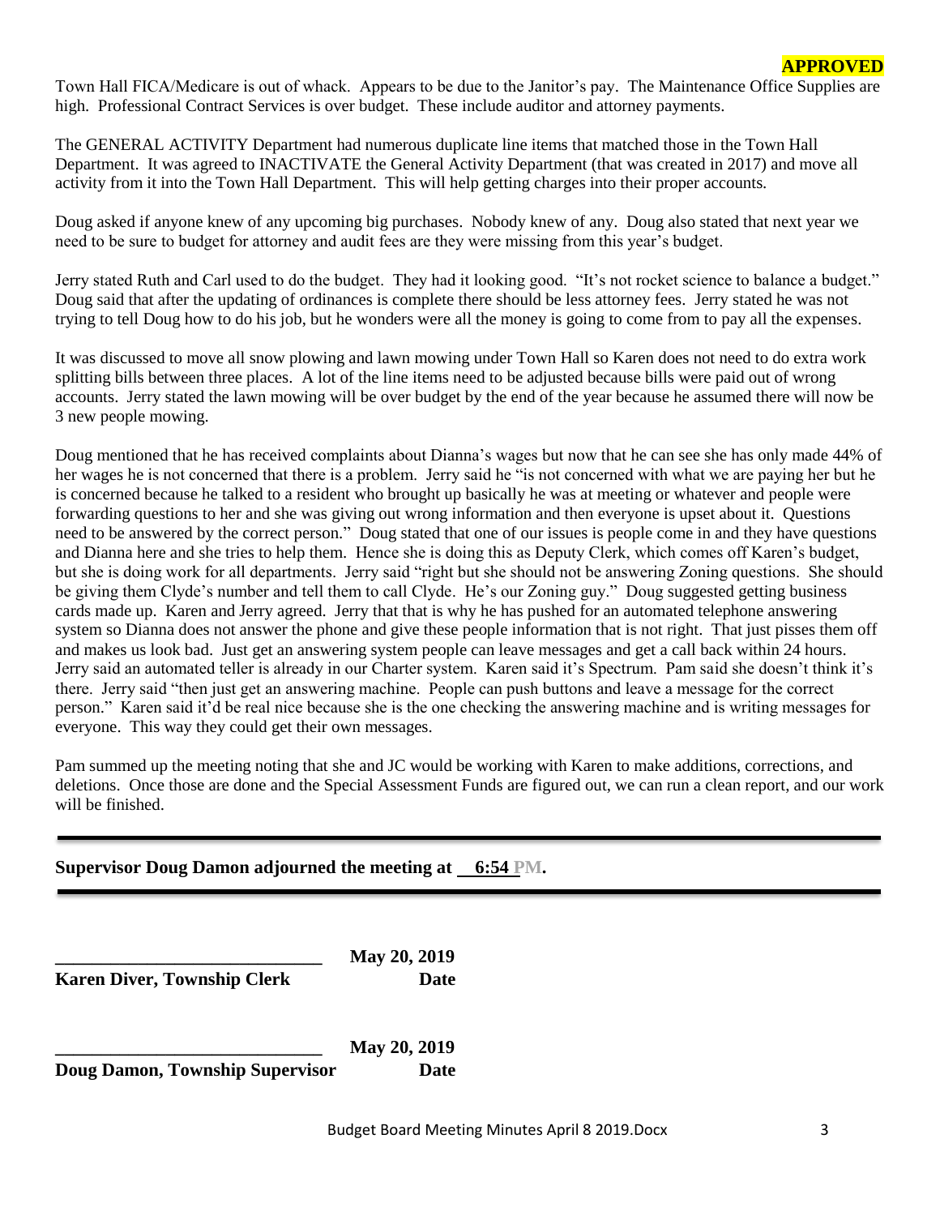**APPROVED**

Town Hall FICA/Medicare is out of whack. Appears to be due to the Janitor's pay. The Maintenance Office Supplies are high. Professional Contract Services is over budget. These include auditor and attorney payments.

The GENERAL ACTIVITY Department had numerous duplicate line items that matched those in the Town Hall Department. It was agreed to INACTIVATE the General Activity Department (that was created in 2017) and move all activity from it into the Town Hall Department. This will help getting charges into their proper accounts.

Doug asked if anyone knew of any upcoming big purchases. Nobody knew of any. Doug also stated that next year we need to be sure to budget for attorney and audit fees are they were missing from this year's budget.

Jerry stated Ruth and Carl used to do the budget. They had it looking good. "It's not rocket science to balance a budget." Doug said that after the updating of ordinances is complete there should be less attorney fees. Jerry stated he was not trying to tell Doug how to do his job, but he wonders were all the money is going to come from to pay all the expenses.

It was discussed to move all snow plowing and lawn mowing under Town Hall so Karen does not need to do extra work splitting bills between three places. A lot of the line items need to be adjusted because bills were paid out of wrong accounts. Jerry stated the lawn mowing will be over budget by the end of the year because he assumed there will now be 3 new people mowing.

Doug mentioned that he has received complaints about Dianna's wages but now that he can see she has only made 44% of her wages he is not concerned that there is a problem. Jerry said he "is not concerned with what we are paying her but he is concerned because he talked to a resident who brought up basically he was at meeting or whatever and people were forwarding questions to her and she was giving out wrong information and then everyone is upset about it. Questions need to be answered by the correct person." Doug stated that one of our issues is people come in and they have questions and Dianna here and she tries to help them. Hence she is doing this as Deputy Clerk, which comes off Karen's budget, but she is doing work for all departments. Jerry said "right but she should not be answering Zoning questions. She should be giving them Clyde's number and tell them to call Clyde. He's our Zoning guy." Doug suggested getting business cards made up. Karen and Jerry agreed. Jerry that that is why he has pushed for an automated telephone answering system so Dianna does not answer the phone and give these people information that is not right. That just pisses them off and makes us look bad. Just get an answering system people can leave messages and get a call back within 24 hours. Jerry said an automated teller is already in our Charter system. Karen said it's Spectrum. Pam said she doesn't think it's there. Jerry said "then just get an answering machine. People can push buttons and leave a message for the correct person." Karen said it'd be real nice because she is the one checking the answering machine and is writing messages for everyone. This way they could get their own messages.

Pam summed up the meeting noting that she and JC would be working with Karen to make additions, corrections, and deletions. Once those are done and the Special Assessment Funds are figured out, we can run a clean report, and our work will be finished.

---

**Supervisor Doug Damon adjourned the meeting at 6:54 PM.**

---

| | |
|---|---|
| ____________________________ | **May 20, 2019** |
| **Karen Diver, Township Clerk** | **Date** |
| ____________________________ | **May 20, 2019** |
| **Doug Damon, Township Supervisor** | **Date** |